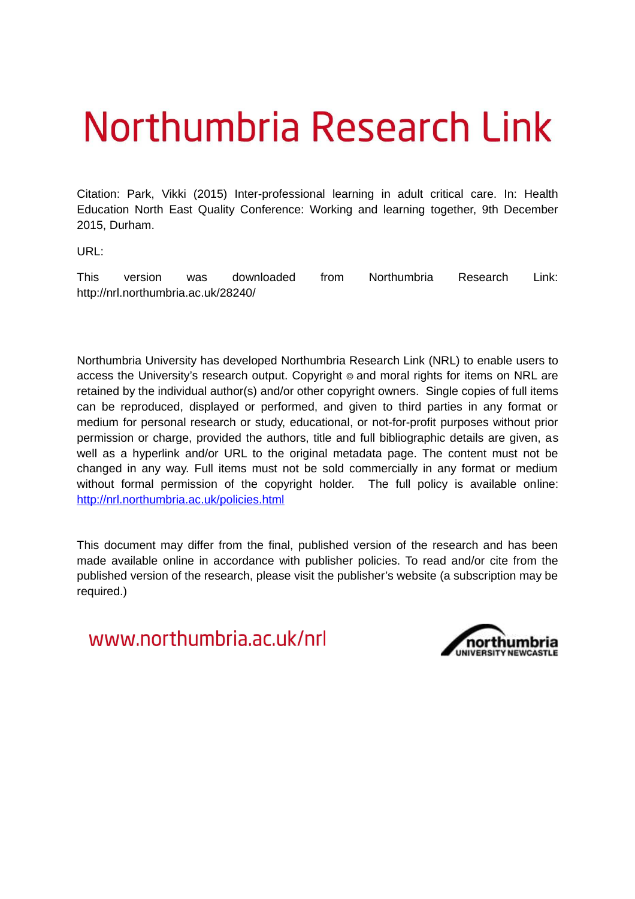# Northumbria Research Link

Citation: Park, Vikki (2015) Inter-professional learning in adult critical care. In: Health Education North East Quality Conference: Working and learning together, 9th December 2015, Durham.

URL:

This version was downloaded from Northumbria Research Link: http://nrl.northumbria.ac.uk/28240/

Northumbria University has developed Northumbria Research Link (NRL) to enable users to access the University's research output. Copyright © and moral rights for items on NRL are retained by the individual author(s) and/or other copyright owners. Single copies of full items can be reproduced, displayed or performed, and given to third parties in any format or medium for personal research or study, educational, or not-for-profit purposes without prior permission or charge, provided the authors, title and full bibliographic details are given, as well as a hyperlink and/or URL to the original metadata page. The content must not be changed in any way. Full items must not be sold commercially in any format or medium without formal permission of the copyright holder. The full policy is available online: http://nrl.northumbria.ac.uk/policies.html

This document may differ from the final, published version of the research and has been made available online in accordance with publisher policies. To read and/or cite from the published version of the research, please visit the publisher's website (a subscription may be required.)

www.northumbria.ac.uk/nrl

northumbria UNIVERSITY NEWCASTLE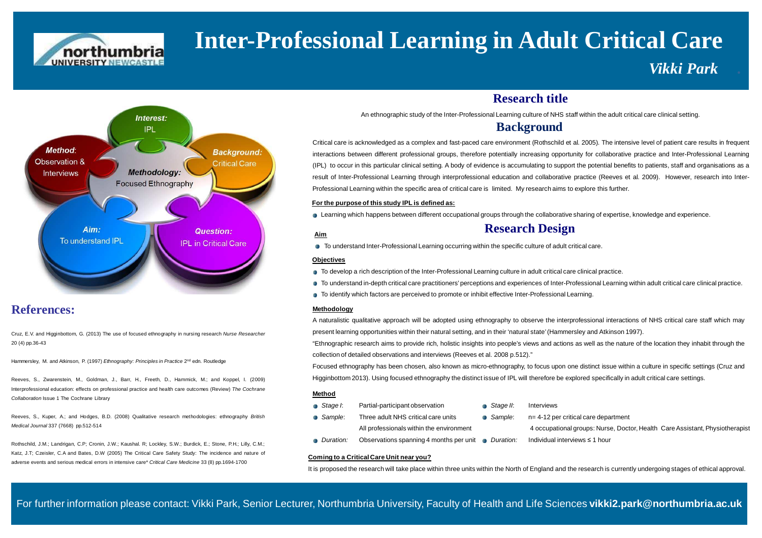# Inter-Professional Learning in Adult Critical Care

*Vikki Park*

Interest: IPL

Background: Critical Care

Question: IPL in Critical Care

Aim: To understand IPL

Method: Observation & Interviews

Methodology: Focused Ethnography

## Research title

An ethnographic study of the Inter-Professional Learning culture of NHS staff within the adult critical care clinical setting.

## Background

Critical care is acknowledged as a complex and fast-paced care environment (Rothschild et al. 2005). The intensive level of patient care results in frequent interactions between different professional groups, therefore potentially increasing opportunity for collaborative practice and Inter-Professional Learning (IPL) to occur in this particular clinical setting. A body of evidence is accumulating to support the potential benefits to patients, staff and organisations as a result of Inter-Professional Learning through interprofessional education and collaborative practice (Reeves et al. 2009). However, research into Inter-Professional Learning within the specific area of critical care is limited. My research aims to explore this further.

**For the purpose of this study IPL is defined as:**

- Learning which happens between different occupational groups through the collaborative sharing of expertise, knowledge and experience.

## Research Design

**Aim**

- To understand Inter-Professional Learning occurring within the specific culture of adult critical care.

**Objectives**

- To develop a rich description of the Inter-Professional Learning culture in adult critical care clinical practice.
- To understand in-depth critical care practitioners' perceptions and experiences of Inter-Professional Learning within adult critical care clinical practice.
- To identify which factors are perceived to promote or inhibit effective Inter-Professional Learning.

**Methodology**

A naturalistic qualitative approach will be adopted using ethnography to observe the interprofessional interactions of NHS critical care staff which may present learning opportunities within their natural setting, and in their 'natural state' (Hammersley and Atkinson 1997).

"Ethnographic research aims to provide rich, holistic insights into people's views and actions as well as the nature of the location they inhabit through the collection of detailed observations and interviews (Reeves et al. 2008 p.512)."

Focused ethnography has been chosen, also known as micro-ethnography, to focus upon one distinct issue within a culture in specific settings (Cruz and Higginbottom 2013). Using focused ethnography the distinct issue of IPL will therefore be explored specifically in adult critical care settings.

**Method**

| | | | |
|---|---|---|---|
| *Stage I*: | Partial-participant observation | *Stage II*: | Interviews |
| *Sample*: | Three adult NHS critical care units | *Sample*: | n= 4-12 per critical care department |
| | All professionals within the environment | | 4 occupational groups: Nurse, Doctor, Health Care Assistant, Physiotherapist |
| *Duration:* | Observations spanning 4 months per unit | *Duration:* | Individual interviews ≤ 1 hour |

**Coming to a Critical Care Unit near you?**

It is proposed the research will take place within three units within the North of England and the research is currently undergoing stages of ethical approval.

## References:

Cruz, E.V. and Higginbottom, G. (2013) The use of focused ethnography in nursing research *Nurse Researcher* 20 (4) pp.36-43

Hammersley, M. and Atkinson, P. (1997) *Ethnography: Principles in Practice* 2nd edn. Routledge

Reeves, S., Zwarenstein, M., Goldman, J., Barr, H., Freeth, D., Hammick, M.; and Koppel, I. (2009) Interprofessional education: effects on professional practice and health care outcomes (Review) *The Cochrane Collaboration* Issue 1 The Cochrane Library

Reeves, S., Kuper, A.; and Hodges, B.D. (2008) Qualitative research methodologies: ethnography *British Medical Journal* 337 (7668) pp.512-514

Rothschild, J.M.; Landrigan, C.P; Cronin, J.W.; Kaushal. R; Lockley, S.W.; Burdick, E.; Stone, P.H.; Lilly, C.M.; Katz, J.T; Czeisler, C.A and Bates, D.W (2005) The Critical Care Safety Study: The incidence and nature of adverse events and serious medical errors in intensive care* *Critical Care Medicine* 33 (8) pp.1694-1700

For further information please contact: Vikki Park, Senior Lecturer, Northumbria University, Faculty of Health and Life Sciences **vikki2.park@northumbria.ac.uk**